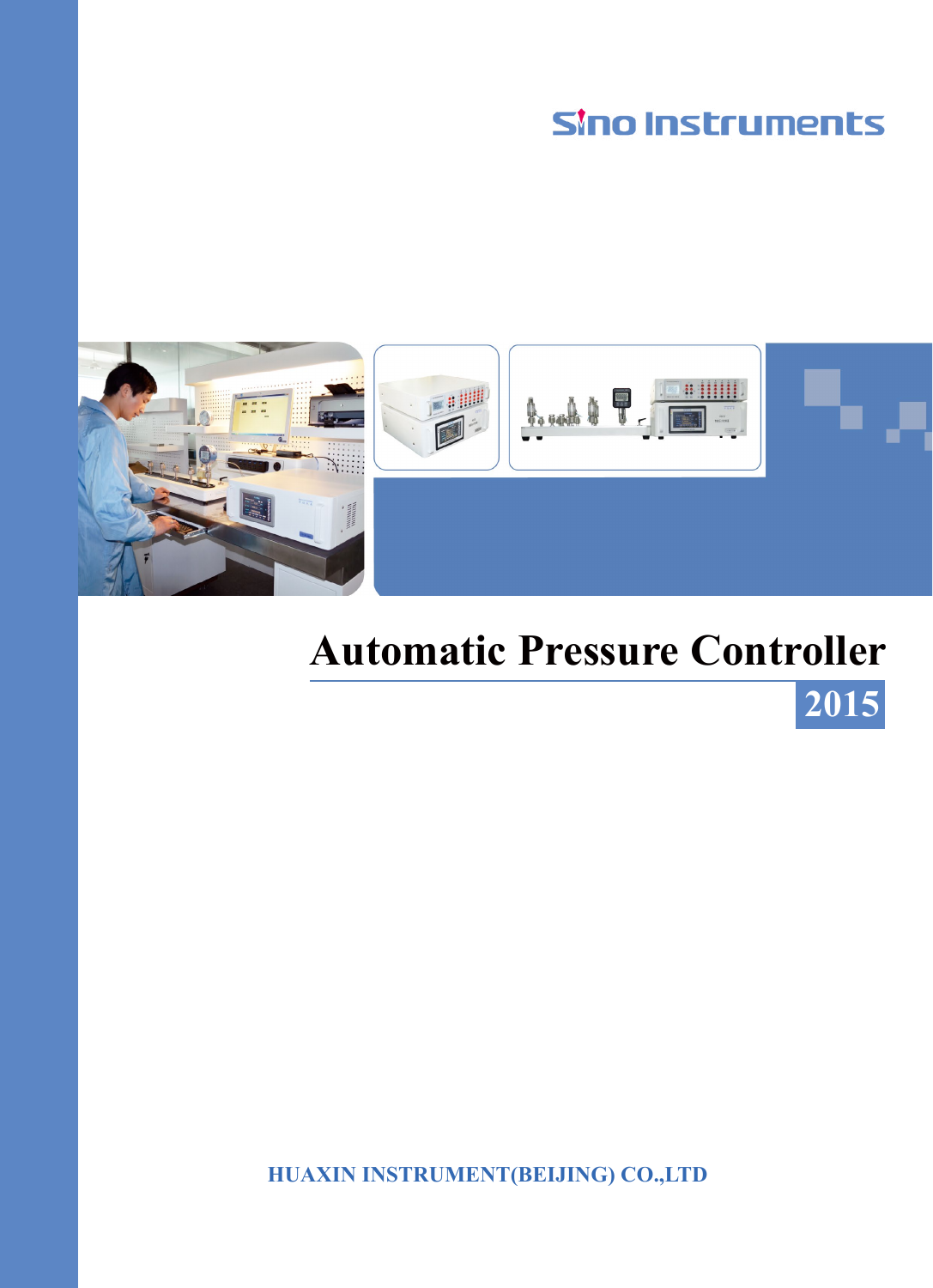Sino Instruments

# Automatic Pressure Controller

2015

HUAXIN INSTRUMENT(BEIJING) CO.,LTD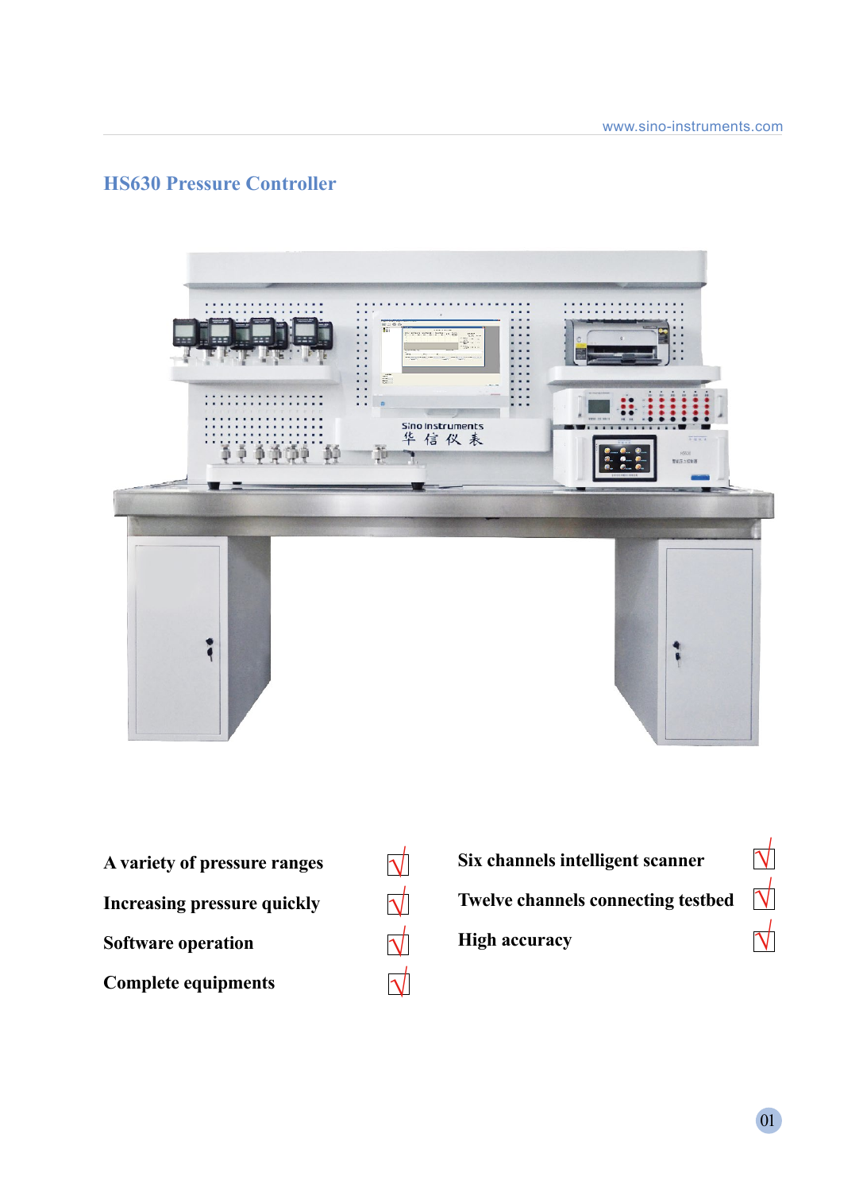## HS630 Pressure Controller

- A variety of pressure ranges √
- Increasing pressure quickly √
- Software operation √
- Complete equipments √
- Six channels intelligent scanner √
- Twelve channels connecting testbed √
- High accuracy √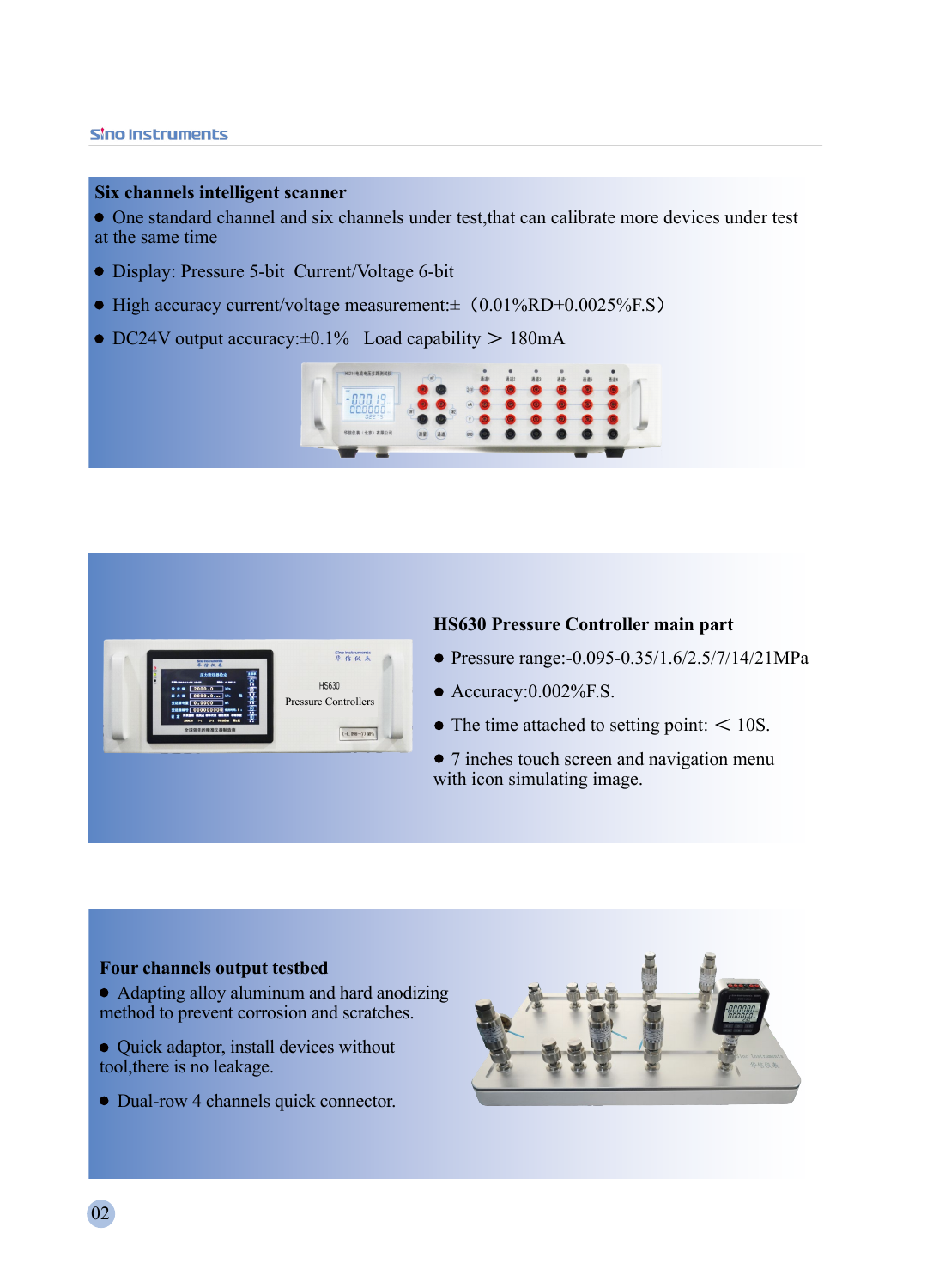## Six channels intelligent scanner

- One standard channel and six channels under test,that can calibrate more devices under test at the same time
- Display: Pressure 5-bit  Current/Voltage 6-bit
- High accuracy current/voltage measurement:±（0.01%RD+0.0025%F.S）
- DC24V output accuracy:±0.1%   Load capability ＞ 180mA

## HS630 Pressure Controller main part

- Pressure range:-0.095-0.35/1.6/2.5/7/14/21MPa
- Accuracy:0.002%F.S.
- The time attached to setting point: ＜ 10S.
- 7 inches touch screen and navigation menu with icon simulating image.

## Four channels output testbed

- Adapting alloy aluminum and hard anodizing method to prevent corrosion and scratches.
- Quick adaptor, install devices without tool,there is no leakage.
- Dual-row 4 channels quick connector.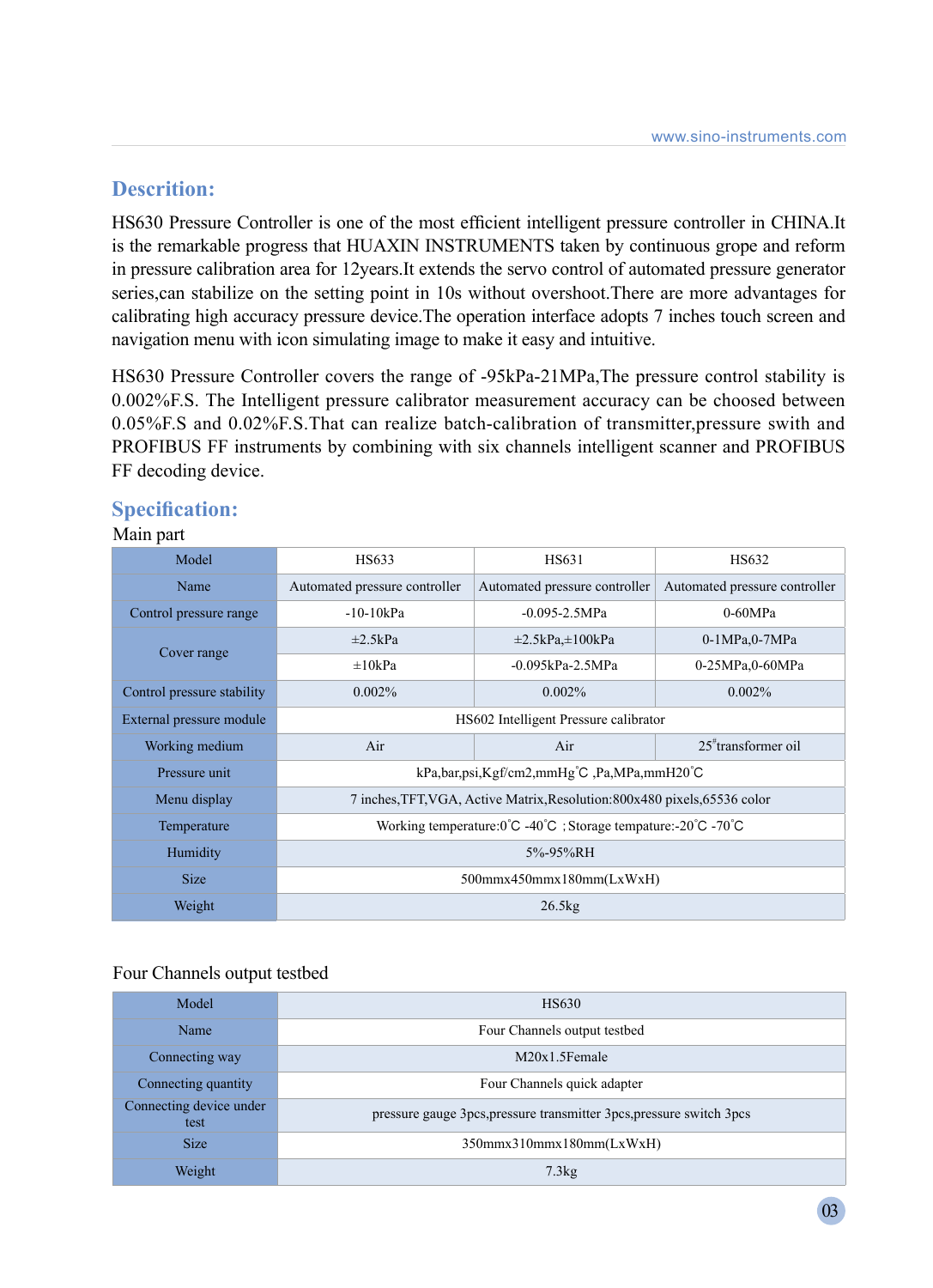## Descrition:

HS630 Pressure Controller is one of the most efficient intelligent pressure controller in CHINA.It is the remarkable progress that HUAXIN INSTRUMENTS taken by continuous grope and reform in pressure calibration area for 12years.It extends the servo control of automated pressure generator series,can stabilize on the setting point in 10s without overshoot.There are more advantages for calibrating high accuracy pressure device.The operation interface adopts 7 inches touch screen and navigation menu with icon simulating image to make it easy and intuitive.

HS630 Pressure Controller covers the range of -95kPa-21MPa,The pressure control stability is 0.002%F.S. The Intelligent pressure calibrator measurement accuracy can be choosed between 0.05%F.S and 0.02%F.S.That can realize batch-calibration of transmitter,pressure swith and PROFIBUS FF instruments by combining with six channels intelligent scanner and PROFIBUS FF decoding device.

## Specification:

Main part

| Model | HS633 | HS631 | HS632 |
|---|---|---|---|
| Name | Automated pressure controller | Automated pressure controller | Automated pressure controller |
| Control pressure range | -10-10kPa | -0.095-2.5MPa | 0-60MPa |
| Cover range | ±2.5kPa | ±2.5kPa,±100kPa | 0-1MPa,0-7MPa |
| | ±10kPa | -0.095kPa-2.5MPa | 0-25MPa,0-60MPa |
| Control pressure stability | 0.002% | 0.002% | 0.002% |
| External pressure module | HS602 Intelligent Pressure calibrator | | |
| Working medium | Air | Air | 25# transformer oil |
| Pressure unit | kPa,bar,psi,Kgf/cm2,mmHg˚C ,Pa,MPa,mmH20˚C | | |
| Menu display | 7 inches,TFT,VGA, Active Matrix,Resolution:800x480 pixels,65536 color | | |
| Temperature | Working temperature:0˚C -40˚C ;Storage tempature:-20˚C -70˚C | | |
| Humidity | 5%-95%RH | | |
| Size | 500mmx450mmx180mm(LxWxH) | | |
| Weight | 26.5kg | | |

Four Channels output testbed

| Model | HS630 |
|---|---|
| Name | Four Channels output testbed |
| Connecting way | M20x1.5Female |
| Connecting quantity | Four Channels quick adapter |
| Connecting device under test | pressure gauge 3pcs,pressure transmitter 3pcs,pressure switch 3pcs |
| Size | 350mmx310mmx180mm(LxWxH) |
| Weight | 7.3kg |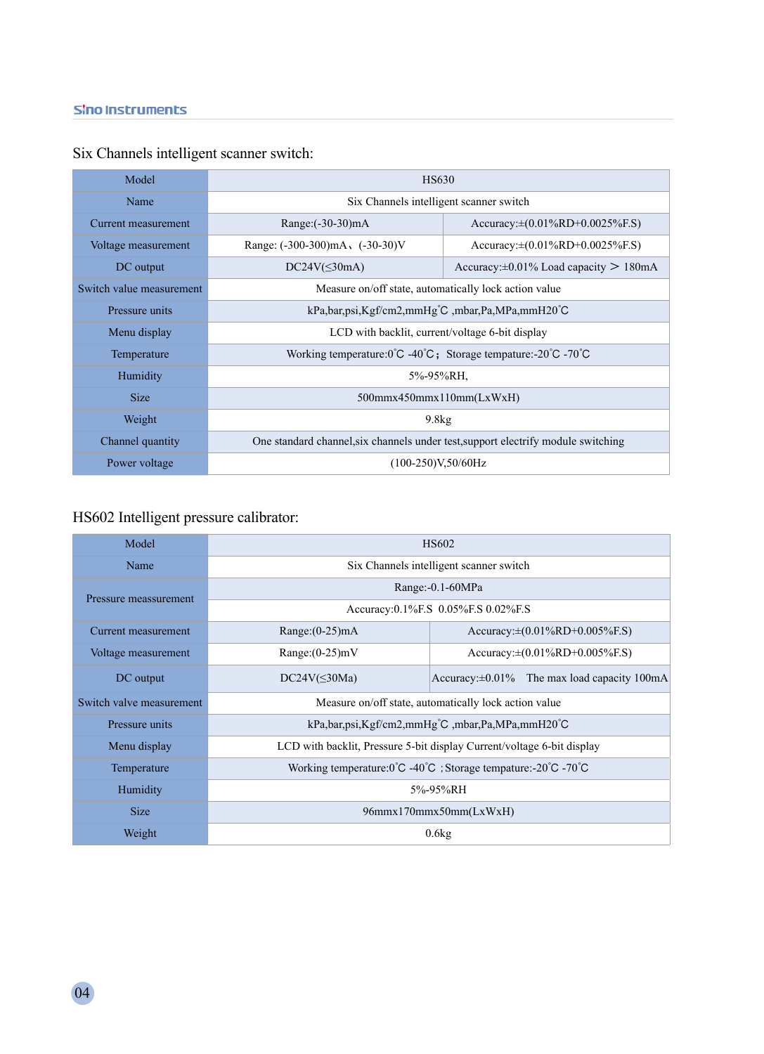## Six Channels intelligent scanner switch:

| Model | HS630 | |
|---|---|---|
| Name | Six Channels intelligent scanner switch | |
| Current measurement | Range:(-30-30)mA | Accuracy:±(0.01%RD+0.0025%F.S) |
| Voltage measurement | Range: (-300-300)mA、(-30-30)V | Accuracy:±(0.01%RD+0.0025%F.S) |
| DC output | DC24V(≤30mA) | Accuracy:±0.01% Load capacity ＞ 180mA |
| Switch value measurement | Measure on/off state, automatically lock action value | |
| Pressure units | kPa,bar,psi,Kgf/cm2,mmHg˚C ,mbar,Pa,MPa,mmH20˚C | |
| Menu display | LCD with backlit, current/voltage 6-bit display | |
| Temperature | Working temperature:0˚C -40˚C；Storage tempature:-20˚C -70˚C | |
| Humidity | 5%-95%RH, | |
| Size | 500mmx450mmx110mm(LxWxH) | |
| Weight | 9.8kg | |
| Channel quantity | One standard channel,six channels under test,support electrify module switching | |
| Power voltage | (100-250)V,50/60Hz | |

## HS602 Intelligent pressure calibrator:

| Model | HS602 | |
|---|---|---|
| Name | Six Channels intelligent scanner switch | |
| Pressure measurement | Range:-0.1-60MPa | |
| | Accuracy:0.1%F.S 0.05%F.S 0.02%F.S | |
| Current measurement | Range:(0-25)mA | Accuracy:±(0.01%RD+0.005%F.S) |
| Voltage measurement | Range:(0-25)mV | Accuracy:±(0.01%RD+0.005%F.S) |
| DC output | DC24V(≤30Ma) | Accuracy:±0.01% The max load capacity 100mA |
| Switch valve measurement | Measure on/off state, automatically lock action value | |
| Pressure units | kPa,bar,psi,Kgf/cm2,mmHg˚C ,mbar,Pa,MPa,mmH20˚C | |
| Menu display | LCD with backlit, Pressure 5-bit display Current/voltage 6-bit display | |
| Temperature | Working temperature:0˚C -40˚C ;Storage tempature:-20˚C -70˚C | |
| Humidity | 5%-95%RH | |
| Size | 96mmx170mmx50mm(LxWxH) | |
| Weight | 0.6kg | |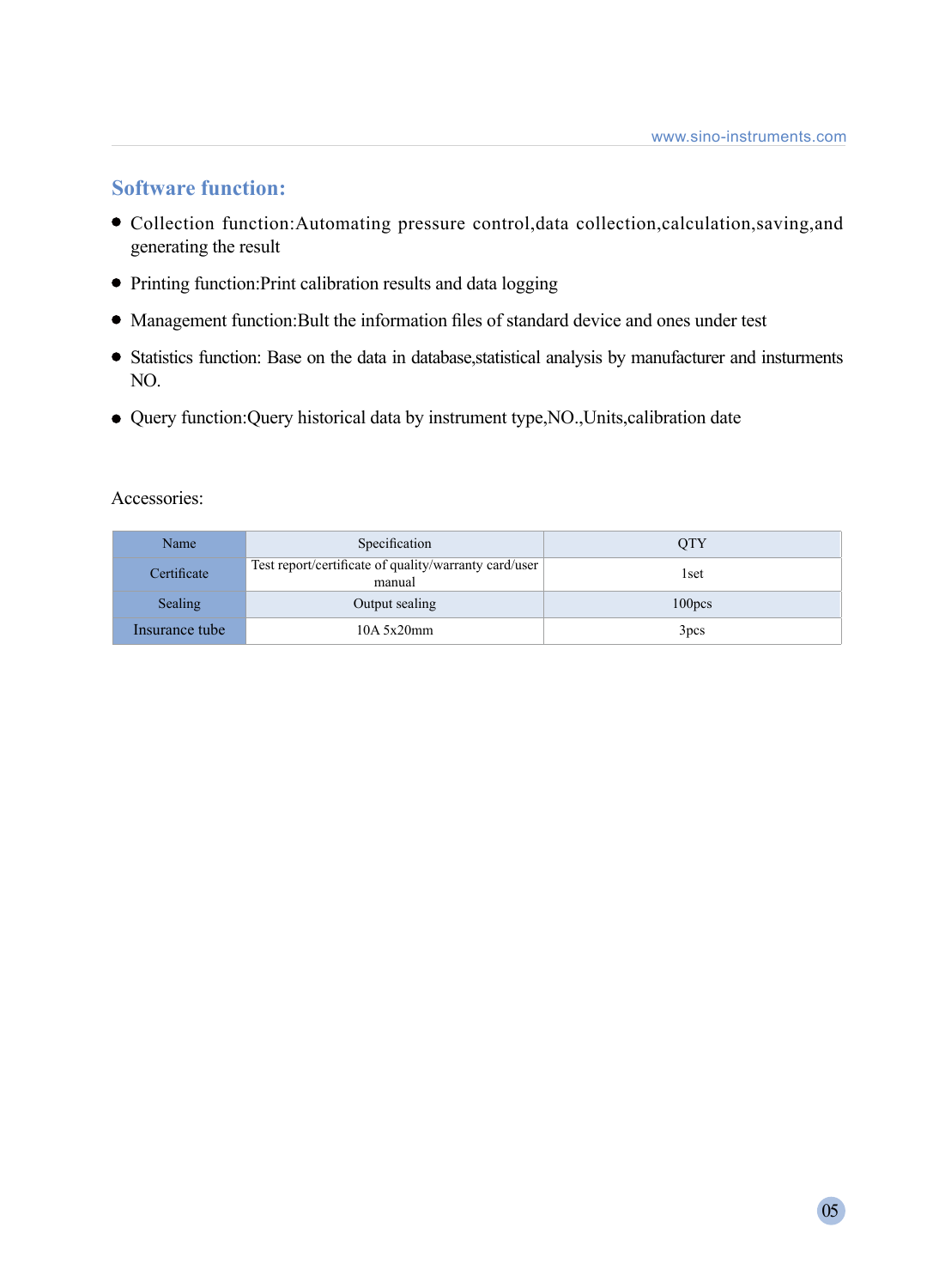## Software function:

- Collection function:Automating pressure control,data collection,calculation,saving,and generating the result
- Printing function:Print calibration results and data logging
- Management function:Bult the information files of standard device and ones under test
- Statistics function: Base on the data in database,statistical analysis by manufacturer and insturments NO.
- Query function:Query historical data by instrument type,NO.,Units,calibration date

Accessories:

| Name | Specification | QTY |
| --- | --- | --- |
| Certificate | Test report/certificate of quality/warranty card/user manual | 1set |
| Sealing | Output sealing | 100pcs |
| Insurance tube | 10A 5x20mm | 3pcs |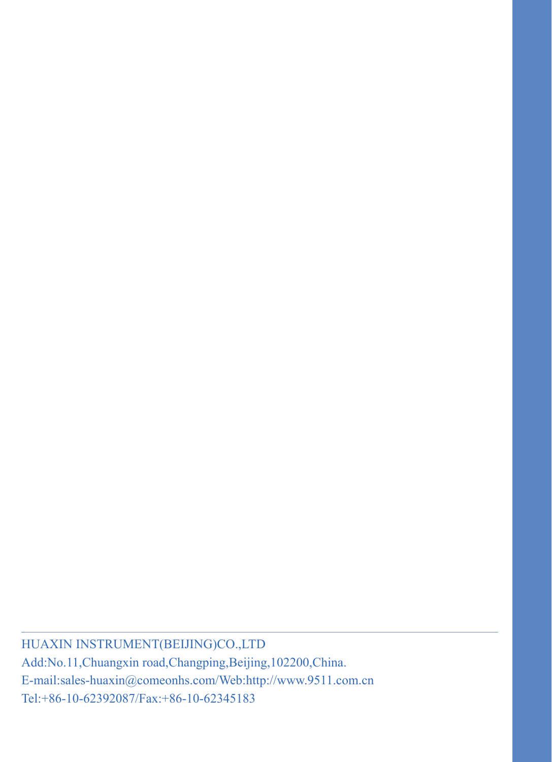HUAXIN INSTRUMENT(BEIJING)CO.,LTD

Add:No.11,Chuangxin road,Changping,Beijing,102200,China.

E-mail:sales-huaxin@comeonhs.com/Web:http://www.9511.com.cn

Tel:+86-10-62392087/Fax:+86-10-62345183